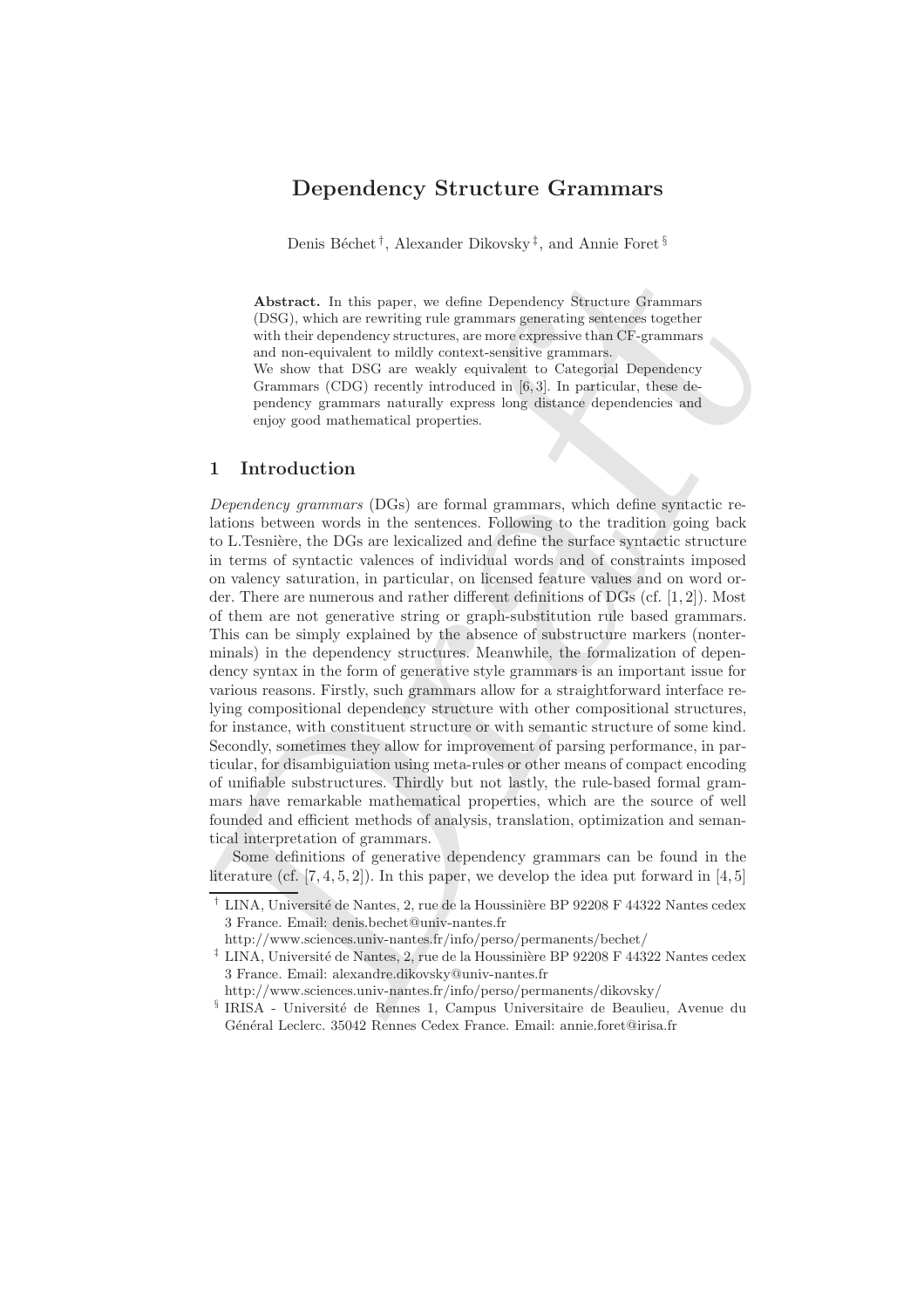# Dependency Structure Grammars

Denis Béchet [†], Alexander Dikovsky [‡], and Annie Foret [§]

**Abstract.** In this paper, we define Dependency Structure Grammars (DSG), which are rewriting rule grammars generating sentences together with their dependency structures, are more expressive than CF-grammars and non-equivalent to mildly context-sensitive grammars.
We show that DSG are weakly equivalent to Categorial Dependency Grammars (CDG) recently introduced in [6, 3]. In particular, these dependency grammars naturally express long distance dependencies and enjoy good mathematical properties.

## 1 Introduction

*Dependency grammars* (DGs) are formal grammars, which define syntactic relations between words in the sentences. Following to the tradition going back to L.Tesnière, the DGs are lexicalized and define the surface syntactic structure in terms of syntactic valences of individual words and of constraints imposed on valency saturation, in particular, on licensed feature values and on word order. There are numerous and rather different definitions of DGs (cf. [1, 2]). Most of them are not generative string or graph-substitution rule based grammars. This can be simply explained by the absence of substructure markers (nonterminals) in the dependency structures. Meanwhile, the formalization of dependency syntax in the form of generative style grammars is an important issue for various reasons. Firstly, such grammars allow for a straightforward interface relying compositional dependency structure with other compositional structures, for instance, with constituent structure or with semantic structure of some kind. Secondly, sometimes they allow for improvement of parsing performance, in particular, for disambiguiation using meta-rules or other means of compact encoding of unifiable substructures. Thirdly but not lastly, the rule-based formal grammars have remarkable mathematical properties, which are the source of well founded and efficient methods of analysis, translation, optimization and semantical interpretation of grammars.

Some definitions of generative dependency grammars can be found in the literature (cf. [7, 4, 5, 2]). In this paper, we develop the idea put forward in [4, 5]

---

[†] LINA, Université de Nantes, 2, rue de la Houssinière BP 92208 F 44322 Nantes cedex 3 France. Email: denis.bechet@univ-nantes.fr
http://www.sciences.univ-nantes.fr/info/perso/permanents/bechet/

[‡] LINA, Université de Nantes, 2, rue de la Houssinière BP 92208 F 44322 Nantes cedex 3 France. Email: alexandre.dikovsky@univ-nantes.fr
http://www.sciences.univ-nantes.fr/info/perso/permanents/dikovsky/

[§] IRISA - Université de Rennes 1, Campus Universitaire de Beaulieu, Avenue du Général Leclerc. 35042 Rennes Cedex France. Email: annie.foret@irisa.fr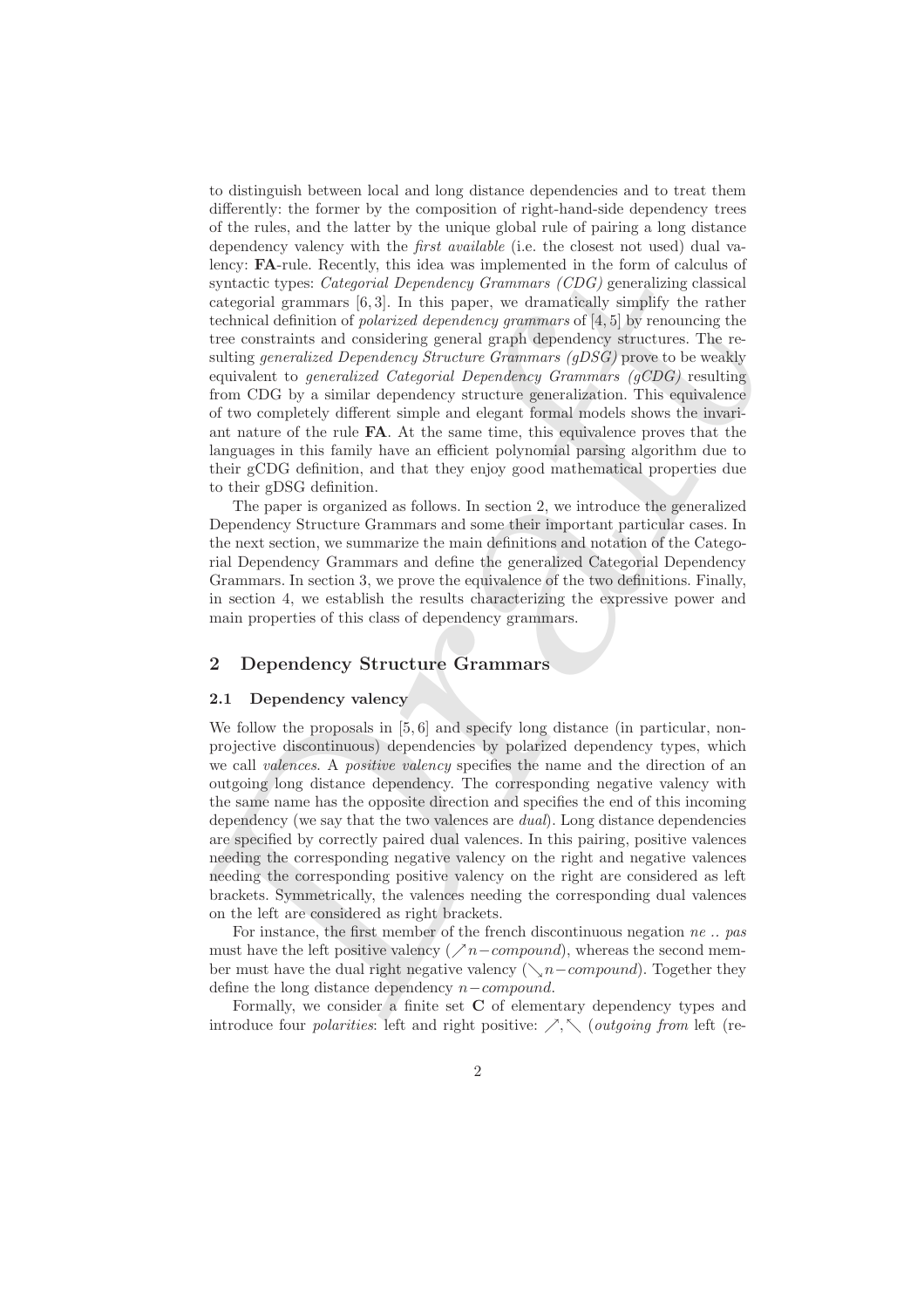to distinguish between local and long distance dependencies and to treat them differently: the former by the composition of right-hand-side dependency trees of the rules, and the latter by the unique global rule of pairing a long distance dependency valency with the *first available* (i.e. the closest not used) dual valency: **FA**-rule. Recently, this idea was implemented in the form of calculus of syntactic types: *Categorial Dependency Grammars (CDG)* generalizing classical categorial grammars [6, 3]. In this paper, we dramatically simplify the rather technical definition of *polarized dependency grammars* of [4, 5] by renouncing the tree constraints and considering general graph dependency structures. The resulting *generalized Dependency Structure Grammars (gDSG)* prove to be weakly equivalent to *generalized Categorial Dependency Grammars (gCDG)* resulting from CDG by a similar dependency structure generalization. This equivalence of two completely different simple and elegant formal models shows the invariant nature of the rule **FA**. At the same time, this equivalence proves that the languages in this family have an efficient polynomial parsing algorithm due to their gCDG definition, and that they enjoy good mathematical properties due to their gDSG definition.

The paper is organized as follows. In section 2, we introduce the generalized Dependency Structure Grammars and some their important particular cases. In the next section, we summarize the main definitions and notation of the Categorial Dependency Grammars and define the generalized Categorial Dependency Grammars. In section 3, we prove the equivalence of the two definitions. Finally, in section 4, we establish the results characterizing the expressive power and main properties of this class of dependency grammars.

## 2 Dependency Structure Grammars

### 2.1 Dependency valency

We follow the proposals in [5, 6] and specify long distance (in particular, non-projective discontinuous) dependencies by polarized dependency types, which we call *valences*. A *positive valency* specifies the name and the direction of an outgoing long distance dependency. The corresponding negative valency with the same name has the opposite direction and specifies the end of this incoming dependency (we say that the two valences are *dual*). Long distance dependencies are specified by correctly paired dual valences. In this pairing, positive valences needing the corresponding negative valency on the right and negative valences needing the corresponding positive valency on the right are considered as left brackets. Symmetrically, the valences needing the corresponding dual valences on the left are considered as right brackets.

For instance, the first member of the french discontinuous negation *ne .. pas* must have the left positive valency ($\nearrow n{-}compound$), whereas the second member must have the dual right negative valency ($\searrow n{-}compound$). Together they define the long distance dependency $n{-}compound$.

Formally, we consider a finite set **C** of elementary dependency types and introduce four *polarities*: left and right positive: $\nearrow, \nwarrow$ (*outgoing from* left (re-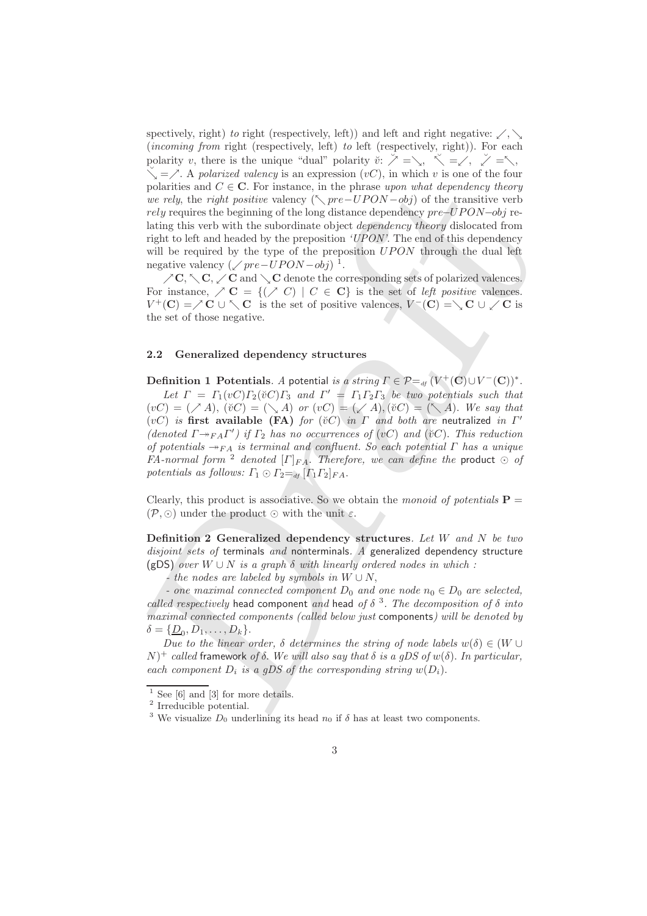spectively, right) *to* right (respectively, left)) and left and right negative: $\swarrow, \searrow$ (*incoming from* right (respectively, left) *to* left (respectively, right)). For each polarity $v$, there is the unique "dual" polarity $\breve{v}$: $\breve{\nearrow} = \searrow$, $\breve{\nwarrow} = \swarrow$, $\breve{\swarrow} = \nwarrow$, $\breve{\searrow} = \nearrow$. A *polarized valency* is an expression $(vC)$, in which $v$ is one of the four polarities and $C \in \mathbf{C}$. For instance, in the phrase *upon what dependency theory we rely*, the *right positive* valency $(\nwarrow pre{-}UPON{-}obj)$ of the transitive verb *rely* requires the beginning of the long distance dependency $pre{-}UPON{-}obj$ relating this verb with the subordinate object *dependency theory* dislocated from right to left and headed by the preposition *'UPON'*. The end of this dependency will be required by the type of the preposition $UPON$ through the dual left negative valency $(\swarrow pre{-}UPON{-}obj)$ [1].

$\nearrow \mathbf{C}, \nwarrow \mathbf{C}, \swarrow \mathbf{C}$ and $\searrow \mathbf{C}$ denote the corresponding sets of polarized valences. For instance, $\nearrow \mathbf{C} = \{(\nearrow C) \mid C \in \mathbf{C}\}$ is the set of *left positive* valences. $V^+(\mathbf{C}) = \nearrow \mathbf{C} \cup \nwarrow \mathbf{C}$ is the set of positive valences, $V^-(\mathbf{C}) = \searrow \mathbf{C} \cup \swarrow \mathbf{C}$ is the set of those negative.

### 2.2 Generalized dependency structures

**Definition 1 Potentials**. *A* potential *is a string* $\Gamma \in \mathcal{P} =_{df} (V^+(\mathbf{C}) \cup V^-(\mathbf{C}))^*$.

*Let* $\Gamma = \Gamma_1 (vC) \Gamma_2 (\breve{v}C) \Gamma_3$ *and* $\Gamma' = \Gamma_1 \Gamma_2 \Gamma_3$ *be two potentials such that* $(vC) = (\nearrow A)$, $(\breve{v}C) = (\searrow A)$ *or* $(vC) = (\swarrow A), (\breve{v}C) = (\nwarrow A)$. *We say that* $(vC)$ *is* **first available (FA)** *for* $(\breve{v}C)$ *in* $\Gamma$ *and both are* neutralized *in* $\Gamma'$ *(denoted* $\Gamma \twoheadrightarrow_{FA} \Gamma'$*) if* $\Gamma_2$ *has no occurrences of* $(vC)$ *and* $(\breve{v}C)$*. This reduction of potentials* $\twoheadrightarrow_{FA}$ *is terminal and confluent. So each potential* $\Gamma$ *has a unique FA-normal form* [2] *denoted* $[\Gamma]_{FA}$*. Therefore, we can define the* product $\odot$ *of potentials as follows:* $\Gamma_1 \odot \Gamma_2 =_{df} [\Gamma_1 \Gamma_2]_{FA}$.

Clearly, this product is associative. So we obtain the *monoid of potentials* $\mathbf{P} = (\mathcal{P}, \odot)$ under the product $\odot$ with the unit $\varepsilon$.

**Definition 2 Generalized dependency structures**. *Let* $W$ *and* $N$ *be two disjoint sets of* terminals *and* nonterminals*. A* generalized dependency structure (gDS) *over* $W \cup N$ *is a graph* $\delta$ *with linearly ordered nodes in which :*

*- the nodes are labeled by symbols in* $W \cup N$*,*

*- one maximal connected component* $D_0$ *and one node* $n_0 \in D_0$ *are selected, called respectively* head component *and* head *of* $\delta$ [3]*. The decomposition of* $\delta$ *into maximal connected components (called below just* components*) will be denoted by* $\delta = \{\underline{D}_0, D_1, \ldots, D_k\}$.

*Due to the linear order,* $\delta$ *determines the string of node labels* $w(\delta) \in (W \cup N)^+$ *called* framework *of* $\delta$*. We will also say that* $\delta$ *is a gDS of* $w(\delta)$*. In particular, each component* $D_i$ *is a gDS of the corresponding string* $w(D_i)$*.*

---

[1] See [6] and [3] for more details.

[2] Irreducible potential.

[3] We visualize $D_0$ underlining its head $n_0$ if $\delta$ has at least two components.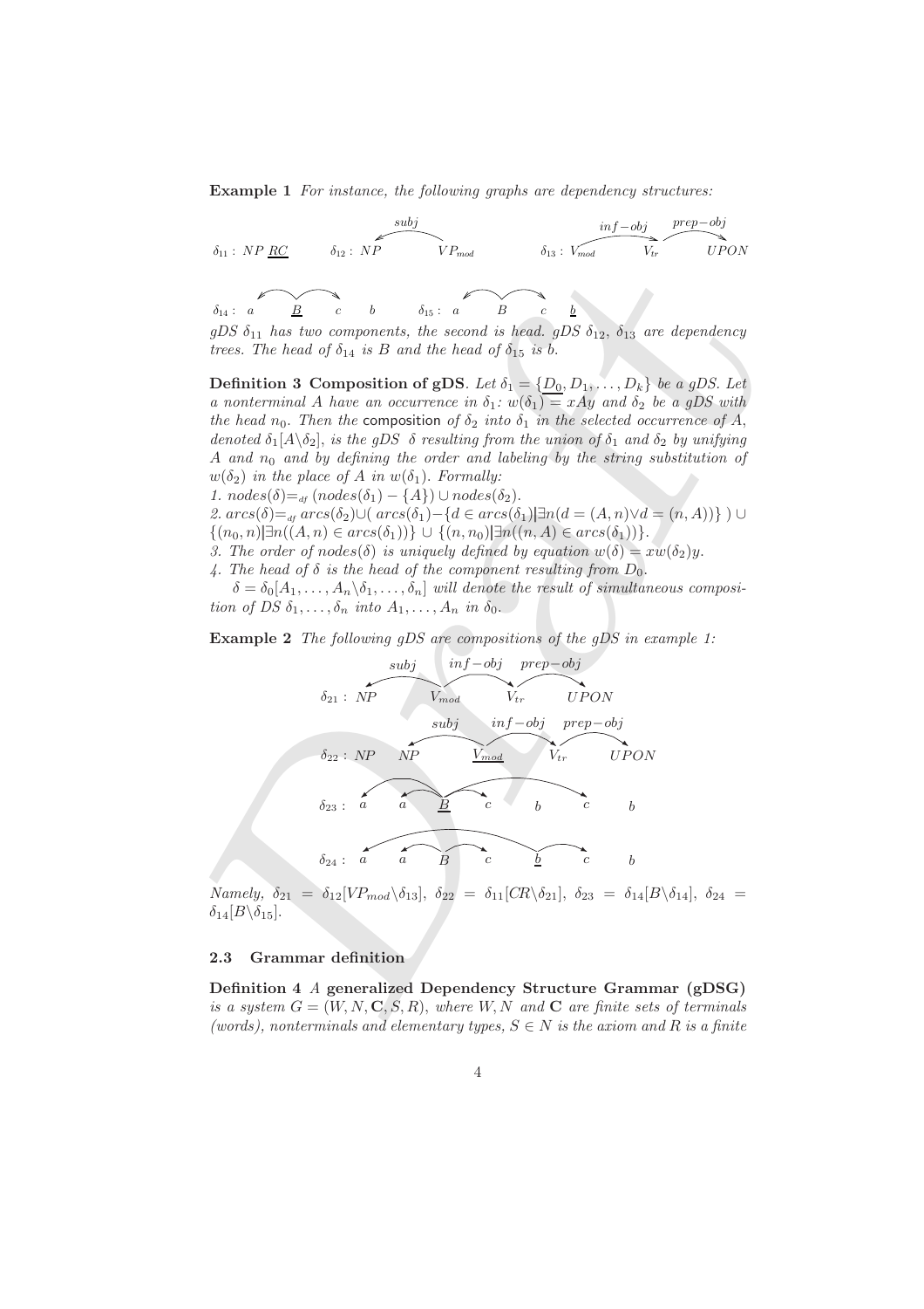**Example 1** *For instance, the following graphs are dependency structures:*

$\delta_{11}: NP\ \underline{RC}$ $\quad \delta_{12}: NP \xleftarrow{subj} VP_{mod}$ $\quad \delta_{13}: V_{mod} \xrightarrow{inf-obj} V_{tr} \xrightarrow{prep-obj} UPON$

$\delta_{14}: a\ \ \underline{B}\ \ c\ \ b$ $\quad \delta_{15}: a\ \ B\ \ c\ \ \underline{b}$

*gDS $\delta_{11}$ has two components, the second is head. gDS $\delta_{12}$, $\delta_{13}$ are dependency trees. The head of $\delta_{14}$ is B and the head of $\delta_{15}$ is b.*

**Definition 3 Composition of gDS**. *Let $\delta_1 = \{\underline{D_0}, D_1, \ldots, D_k\}$ be a gDS. Let a nonterminal A have an occurrence in $\delta_1$: $w(\delta_1) = xAy$ and $\delta_2$ be a gDS with the head $n_0$. Then the* composition *of $\delta_2$ into $\delta_1$ in the selected occurrence of A, denoted $\delta_1[A\backslash\delta_2]$, is the gDS $\delta$ resulting from the union of $\delta_1$ and $\delta_2$ by unifying A and $n_0$ and by defining the order and labeling by the string substitution of $w(\delta_2)$ in the place of A in $w(\delta_1)$. Formally:*

*1. $nodes(\delta) =_{df} (nodes(\delta_1) - \{A\}) \cup nodes(\delta_2)$.*

*2. $arcs(\delta) =_{df} arcs(\delta_2) \cup (\ arcs(\delta_1) - \{d \in arcs(\delta_1) | \exists n(d = (A, n) \vee d = (n, A))\}\ ) \cup \{(n_0, n) | \exists n((A, n) \in arcs(\delta_1))\} \cup \{(n, n_0) | \exists n((n, A) \in arcs(\delta_1))\}$.*

*3. The order of $nodes(\delta)$ is uniquely defined by equation $w(\delta) = xw(\delta_2)y$.*

*4. The head of $\delta$ is the head of the component resulting from $D_0$.*

*$\delta = \delta_0[A_1, \ldots, A_n\backslash\delta_1, \ldots, \delta_n]$ will denote the result of simultaneous composition of DS $\delta_1, \ldots, \delta_n$ into $A_1, \ldots, A_n$ in $\delta_0$.*

**Example 2** *The following gDS are compositions of the gDS in example 1:*

$\delta_{21}: NP \xleftarrow{subj} V_{mod} \xrightarrow{inf-obj} V_{tr} \xrightarrow{prep-obj} UPON$

$\delta_{22}: NP\ \ NP \xleftarrow{subj} \underline{V_{mod}} \xrightarrow{inf-obj} V_{tr} \xrightarrow{prep-obj} UPON$

$\delta_{23}: a\ \ a\ \ \underline{B}\ \ c\ \ b\ \ c\ \ b$

$\delta_{24}: a\ \ a\ \ B\ \ c\ \ \underline{b}\ \ c\ \ b$

*Namely, $\delta_{21} = \delta_{12}[VP_{mod}\backslash\delta_{13}]$, $\delta_{22} = \delta_{11}[CR\backslash\delta_{21}]$, $\delta_{23} = \delta_{14}[B\backslash\delta_{14}]$, $\delta_{24} = \delta_{14}[B\backslash\delta_{15}]$.*

### 2.3 Grammar definition

**Definition 4** *A* **generalized Dependency Structure Grammar (gDSG)** *is a system $G = (W, N, \mathbf{C}, S, R)$, where $W, N$ and $\mathbf{C}$ are finite sets of terminals (words), nonterminals and elementary types, $S \in N$ is the axiom and R is a finite*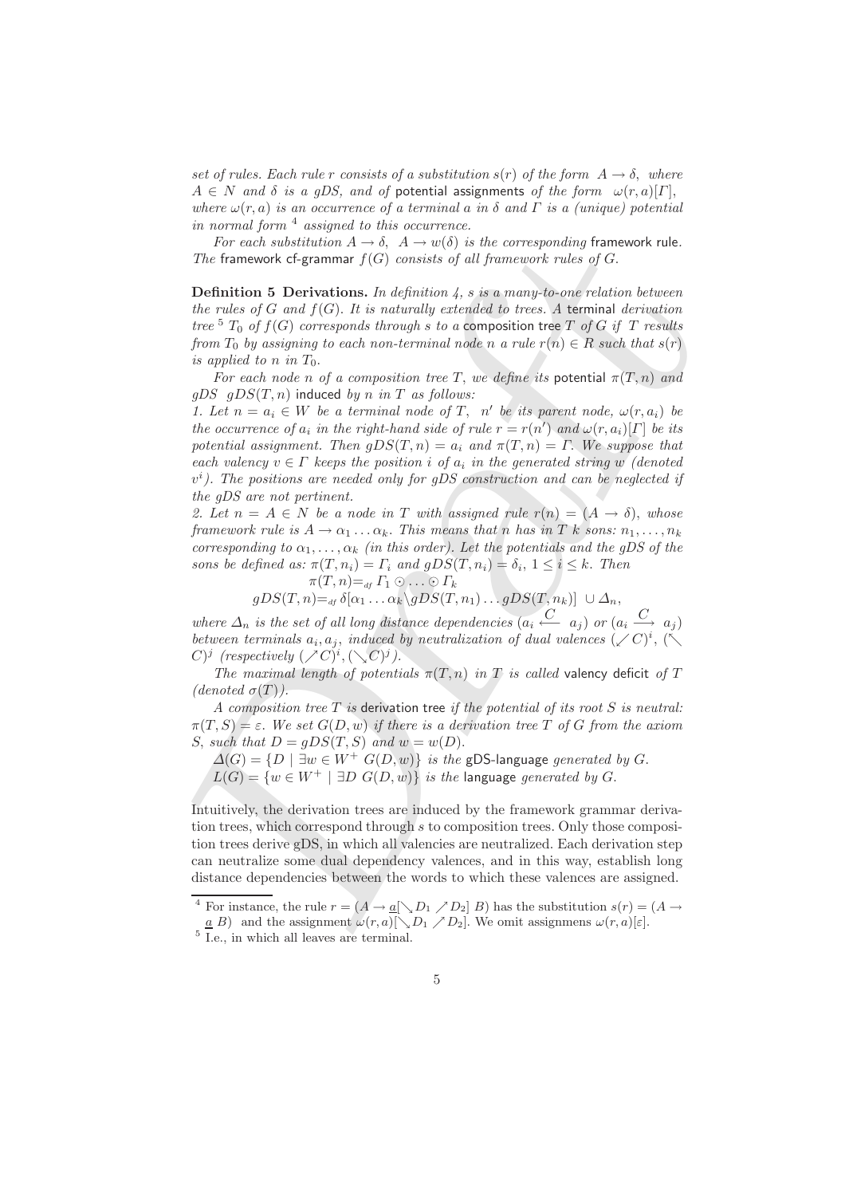*set of rules. Each rule $r$ consists of a substitution $s(r)$ of the form $A \to \delta$, where $A \in N$ and $\delta$ is a gDS, and of* potential assignments *of the form $\omega(r,a)[\Gamma]$, where $\omega(r,a)$ is an occurrence of a terminal $a$ in $\delta$ and $\Gamma$ is a (unique) potential in normal form* [4] *assigned to this occurrence.*

*For each substitution $A \to \delta$, $A \to w(\delta)$ is the corresponding* framework rule*. The* framework cf-grammar *$f(G)$ consists of all framework rules of $G$.*

**Definition 5 Derivations.** *In definition 4, $s$ is a many-to-one relation between the rules of $G$ and $f(G)$. It is naturally extended to trees. A* terminal *derivation tree* [5] *$T_0$ of $f(G)$ corresponds through $s$ to a* composition tree *$T$ of $G$ if $T$ results from $T_0$ by assigning to each non-terminal node $n$ a rule $r(n) \in R$ such that $s(r)$ is applied to $n$ in $T_0$.*

*For each node $n$ of a composition tree $T$, we define its* potential *$\pi(T,n)$ and gDS $gDS(T,n)$* induced *by $n$ in $T$ as follows:*

*1. Let $n = a_i \in W$ be a terminal node of $T$, $n'$ be its parent node, $\omega(r,a_i)$ be the occurrence of $a_i$ in the right-hand side of rule $r = r(n')$ and $\omega(r,a_i)[\Gamma]$ be its potential assignment. Then $gDS(T,n) = a_i$ and $\pi(T,n) = \Gamma$. We suppose that each valency $v \in \Gamma$ keeps the position $i$ of $a_i$ in the generated string $w$ (denoted $v^i$). The positions are needed only for gDS construction and can be neglected if the gDS are not pertinent.*

*2. Let $n = A \in N$ be a node in $T$ with assigned rule $r(n) = (A \to \delta)$, whose framework rule is $A \to \alpha_1 \ldots \alpha_k$. This means that $n$ has in $T$ $k$ sons: $n_1, \ldots, n_k$ corresponding to $\alpha_1, \ldots, \alpha_k$ (in this order). Let the potentials and the gDS of the sons be defined as: $\pi(T,n_i) = \Gamma_i$ and $gDS(T,n_i) = \delta_i$, $1 \le i \le k$. Then*

$$\pi(T,n) =_{df} \Gamma_1 \odot \ldots \odot \Gamma_k$$

$$gDS(T,n) =_{df} \delta[\alpha_1 \ldots \alpha_k \backslash gDS(T,n_1) \ldots gDS(T,n_k)] \cup \Delta_n,$$

*where $\Delta_n$ is the set of all long distance dependencies $(a_i \xleftarrow{C} a_j)$ or $(a_i \xrightarrow{C} a_j)$ between terminals $a_i, a_j$, induced by neutralization of dual valences $(\swarrow C)^i$, $(\nwarrow C)^j$ (respectively $(\nearrow C)^i, (\searrow C)^j$).*

*The maximal length of potentials $\pi(T,n)$ in $T$ is called* valency deficit *of $T$ (denoted $\sigma(T)$).*

*A composition tree $T$ is* derivation tree *if the potential of its root $S$ is neutral: $\pi(T,S) = \varepsilon$. We set $G(D,w)$ if there is a derivation tree $T$ of $G$ from the axiom $S$, such that $D = gDS(T,S)$ and $w = w(D)$.*

*$\Delta(G) = \{D \mid \exists w \in W^+ \ G(D,w)\}$ is the* gDS-language *generated by $G$.*

*$L(G) = \{w \in W^+ \mid \exists D \ G(D,w)\}$ is the* language *generated by $G$.*

Intuitively, the derivation trees are induced by the framework grammar derivation trees, which correspond through $s$ to composition trees. Only those composition trees derive gDS, in which all valencies are neutralized. Each derivation step can neutralize some dual dependency valences, and in this way, establish long distance dependencies between the words to which these valences are assigned.

---

[4] For instance, the rule $r = (A \to \underline{a}[\searrow D_1 \nearrow D_2]\ B)$ has the substitution $s(r) = (A \to \underline{a}\ B)$ and the assignment $\omega(r,a)[\searrow D_1 \nearrow D_2]$. We omit assignmens $\omega(r,a)[\varepsilon]$.

[5] I.e., in which all leaves are terminal.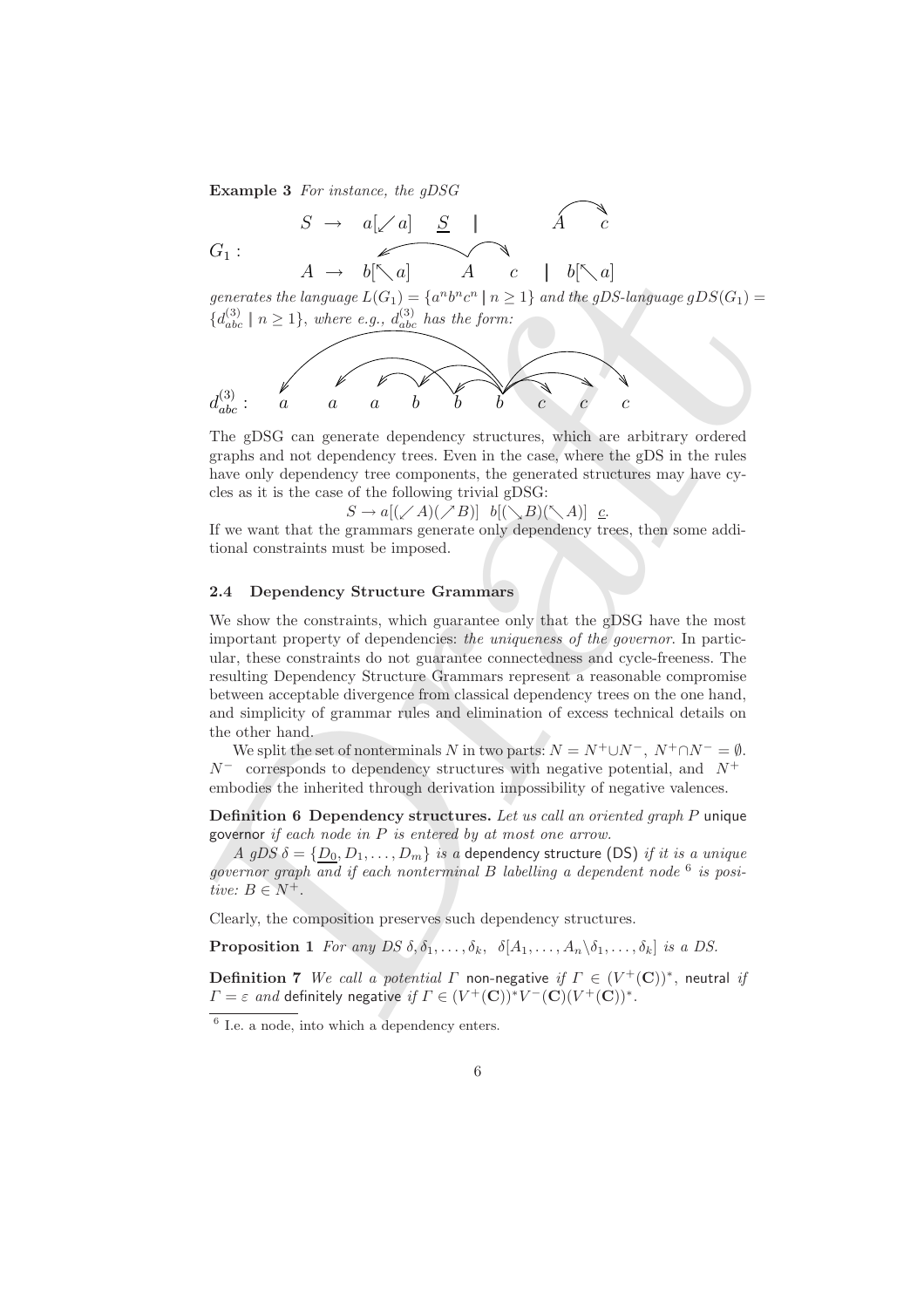**Example 3** *For instance, the gDSG*

$$G_1: \quad \begin{array}{l} S \rightarrow a[\swarrow a] \quad \underline{S} \quad | \quad A \quad c \\ A \rightarrow b[\nwarrow a] \quad A \quad c \quad | \quad b[\nwarrow a] \end{array}$$

*generates the language* $L(G_1) = \{a^n b^n c^n \mid n \geq 1\}$ *and the gDS-language* $gDS(G_1) = \{d^{(3)}_{abc} \mid n \geq 1\}$, *where e.g.,* $d^{(3)}_{abc}$ *has the form:*

$$d^{(3)}_{abc}: \quad a \quad a \quad a \quad b \quad b \quad b \quad c \quad c \quad c$$

The gDSG can generate dependency structures, which are arbitrary ordered graphs and not dependency trees. Even in the case, where the gDS in the rules have only dependency tree components, the generated structures may have cycles as it is the case of the following trivial gDSG:

$$S \rightarrow a[(\swarrow A)(\nearrow B)] \;\; b[(\searrow B)(\nwarrow A)] \;\; \underline{c}.$$

If we want that the grammars generate only dependency trees, then some additional constraints must be imposed.

### 2.4 Dependency Structure Grammars

We show the constraints, which guarantee only that the gDSG have the most important property of dependencies: *the uniqueness of the governor*. In particular, these constraints do not guarantee connectedness and cycle-freeness. The resulting Dependency Structure Grammars represent a reasonable compromise between acceptable divergence from classical dependency trees on the one hand, and simplicity of grammar rules and elimination of excess technical details on the other hand.

We split the set of nonterminals $N$ in two parts: $N = N^+ \cup N^-$, $N^+ \cap N^- = \emptyset$. $N^-$ corresponds to dependency structures with negative potential, and $N^+$ embodies the inherited through derivation impossibility of negative valences.

**Definition 6 Dependency structures.** *Let us call an oriented graph* $P$ unique governor *if each node in* $P$ *is entered by at most one arrow.*

*A gDS* $\delta = \{\underline{D_0}, D_1, \ldots, D_m\}$ *is a* dependency structure (DS) *if it is a unique governor graph and if each nonterminal* $B$ *labelling a dependent node* [6] *is positive:* $B \in N^+$.

Clearly, the composition preserves such dependency structures.

**Proposition 1** *For any DS* $\delta, \delta_1, \ldots, \delta_k$, $\delta[A_1, \ldots, A_n \backslash \delta_1, \ldots, \delta_k]$ *is a DS.*

**Definition 7** *We call a potential* $\Gamma$ non-negative *if* $\Gamma \in (V^+(\mathbf{C}))^*$, neutral *if* $\Gamma = \varepsilon$ *and* definitely negative *if* $\Gamma \in (V^+(\mathbf{C}))^* V^-(\mathbf{C}) (V^+(\mathbf{C}))^*$.

---

[6] I.e. a node, into which a dependency enters.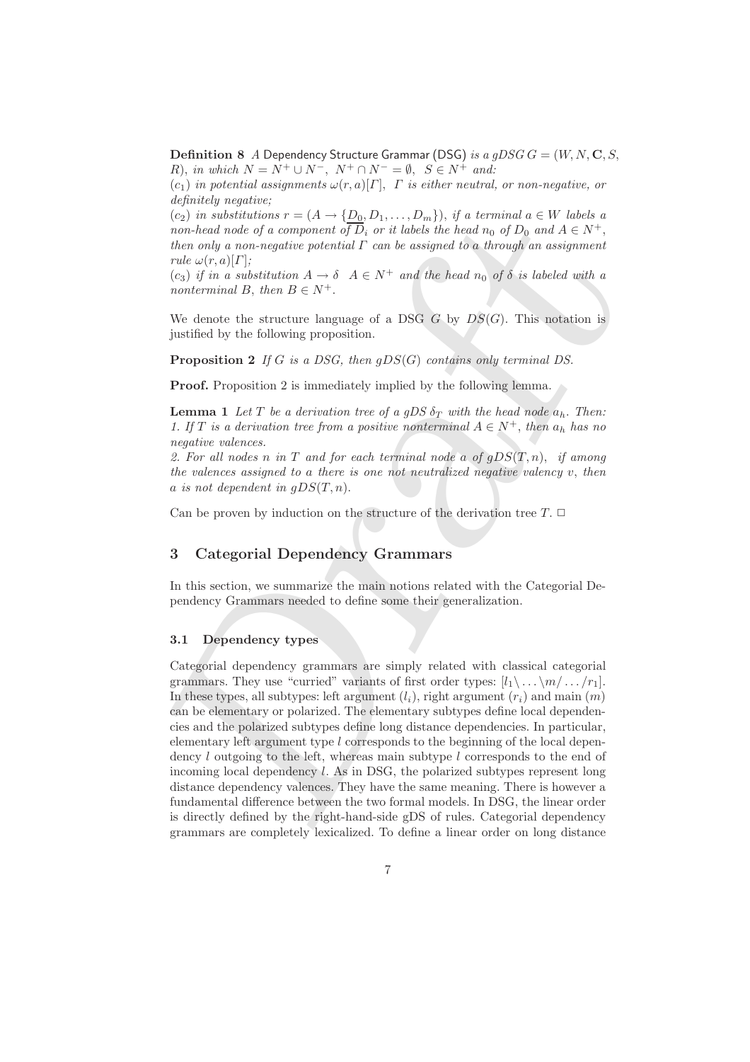**Definition 8** *A* Dependency Structure Grammar (DSG) *is a gDSG* $G = (W, N, \mathbf{C}, S, R)$*, in which* $N = N^+ \cup N^-$*,* $N^+ \cap N^- = \emptyset$*,* $S \in N^+$ *and:*
$(c_1)$ *in potential assignments* $\omega(r, a)[\Gamma]$*,* $\Gamma$ *is either neutral, or non-negative, or definitely negative;*
$(c_2)$ *in substitutions* $r = (A \to \{\underline{D_0}, D_1, \ldots, D_m\})$*, if a terminal* $a \in W$ *labels a non-head node of a component of* $D_i$ *or it labels the head* $n_0$ *of* $D_0$ *and* $A \in N^+$*, then only a non-negative potential* $\Gamma$ *can be assigned to* $a$ *through an assignment rule* $\omega(r, a)[\Gamma]$*;*
$(c_3)$ *if in a substitution* $A \to \delta$ $A \in N^+$ *and the head* $n_0$ *of* $\delta$ *is labeled with a nonterminal* $B$*, then* $B \in N^+$*.*

We denote the structure language of a DSG $G$ by $DS(G)$. This notation is justified by the following proposition.

**Proposition 2** *If* $G$ *is a DSG, then* $gDS(G)$ *contains only terminal DS.*

**Proof.** Proposition 2 is immediately implied by the following lemma.

**Lemma 1** *Let* $T$ *be a derivation tree of a gDS* $\delta_T$ *with the head node* $a_h$*. Then:*
*1. If* $T$ *is a derivation tree from a positive nonterminal* $A \in N^+$*, then* $a_h$ *has no negative valences.*
*2. For all nodes* $n$ *in* $T$ *and for each terminal node* $a$ *of* $gDS(T, n)$*, if among the valences assigned to* $a$ *there is one not neutralized negative valency* $v$*, then* $a$ *is not dependent in* $gDS(T, n)$*.*

Can be proven by induction on the structure of the derivation tree $T$. □

## 3 Categorial Dependency Grammars

In this section, we summarize the main notions related with the Categorial Dependency Grammars needed to define some their generalization.

### 3.1 Dependency types

Categorial dependency grammars are simply related with classical categorial grammars. They use "curried" variants of first order types: $[l_1\backslash \ldots \backslash m / \ldots / r_1]$. In these types, all subtypes: left argument ($l_i$), right argument ($r_i$) and main ($m$) can be elementary or polarized. The elementary subtypes define local dependencies and the polarized subtypes define long distance dependencies. In particular, elementary left argument type $l$ corresponds to the beginning of the local dependency $l$ outgoing to the left, whereas main subtype $l$ corresponds to the end of incoming local dependency $l$. As in DSG, the polarized subtypes represent long distance dependency valences. They have the same meaning. There is however a fundamental difference between the two formal models. In DSG, the linear order is directly defined by the right-hand-side gDS of rules. Categorial dependency grammars are completely lexicalized. To define a linear order on long distance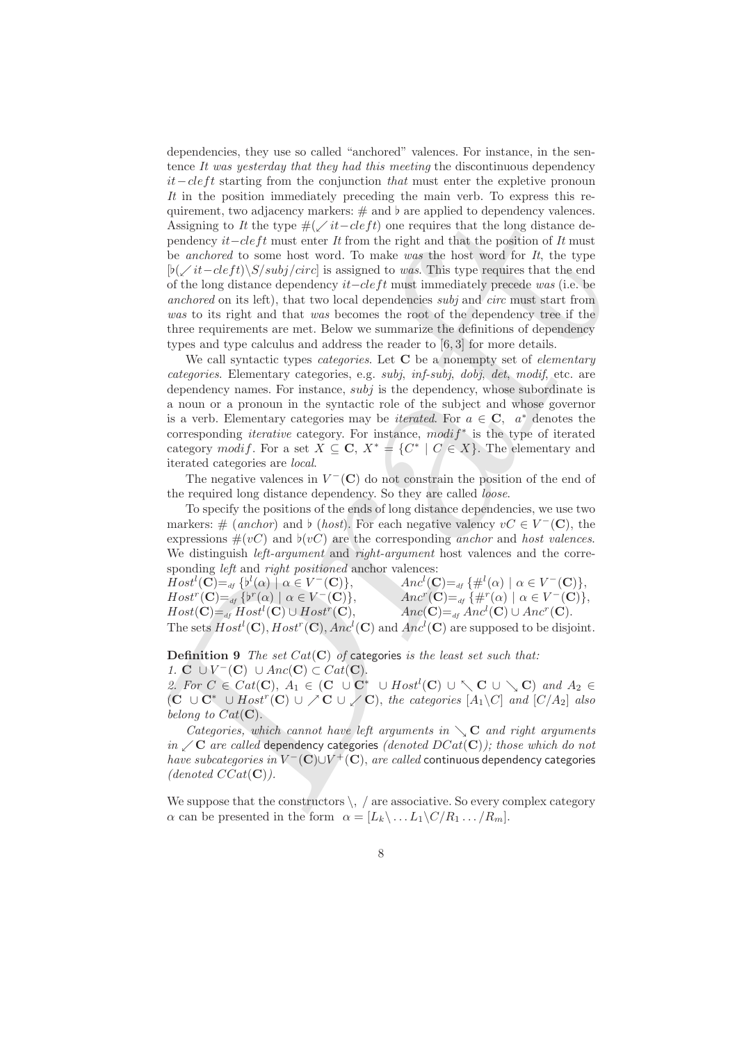dependencies, they use so called "anchored" valences. For instance, in the sentence *It was yesterday that they had this meeting* the discontinuous dependency $it\!-\!cleft$ starting from the conjunction *that* must enter the expletive pronoun *It* in the position immediately preceding the main verb. To express this requirement, two adjacency markers: $\#$ and $\flat$ are applied to dependency valences. Assigning to *It* the type $\#(\swarrow it\!-\!cleft)$ one requires that the long distance dependency $it\!-\!cleft$ must enter *It* from the right and that the position of *It* must be *anchored* to some host word. To make *was* the host word for *It*, the type $[\flat(\swarrow it\!-\!cleft)\backslash S/subj/circ]$ is assigned to *was*. This type requires that the end of the long distance dependency $it\!-\!cleft$ must immediately precede *was* (i.e. be *anchored* on its left), that two local dependencies *subj* and *circ* must start from *was* to its right and that *was* becomes the root of the dependency tree if the three requirements are met. Below we summarize the definitions of dependency types and type calculus and address the reader to [6, 3] for more details.

We call syntactic types *categories*. Let $\mathbf{C}$ be a nonempty set of *elementary categories*. Elementary categories, e.g. *subj*, *inf-subj*, *dobj*, *det*, *modif*, etc. are dependency names. For instance, *subj* is the dependency, whose subordinate is a noun or a pronoun in the syntactic role of the subject and whose governor is a verb. Elementary categories may be *iterated*. For $a \in \mathbf{C}$, $a^*$ denotes the corresponding *iterative* category. For instance, $modif^*$ is the type of iterated category $modif$. For a set $X \subseteq \mathbf{C}$, $X^* = \{C^* \mid C \in X\}$. The elementary and iterated categories are *local*.

The negative valences in $V^-(\mathbf{C})$ do not constrain the position of the end of the required long distance dependency. So they are called *loose*.

To specify the positions of the ends of long distance dependencies, we use two markers: $\#$ (*anchor*) and $\flat$ (*host*). For each negative valency $vC \in V^-(\mathbf{C})$, the expressions $\#(vC)$ and $\flat(vC)$ are the corresponding *anchor* and *host valences*. We distinguish *left-argument* and *right-argument* host valences and the corresponding *left* and *right positioned* anchor valences:

$$Host^l(\mathbf{C}) =_{df} \{\flat^l(\alpha) \mid \alpha \in V^-(\mathbf{C})\}, \qquad Anc^l(\mathbf{C}) =_{df} \{\#^l(\alpha) \mid \alpha \in V^-(\mathbf{C})\},$$
$$Host^r(\mathbf{C}) =_{df} \{\flat^r(\alpha) \mid \alpha \in V^-(\mathbf{C})\}, \qquad Anc^r(\mathbf{C}) =_{df} \{\#^r(\alpha) \mid \alpha \in V^-(\mathbf{C})\},$$
$$Host(\mathbf{C}) =_{df} Host^l(\mathbf{C}) \cup Host^r(\mathbf{C}), \qquad Anc(\mathbf{C}) =_{df} Anc^l(\mathbf{C}) \cup Anc^r(\mathbf{C}).$$

The sets $Host^l(\mathbf{C}), Host^r(\mathbf{C}), Anc^l(\mathbf{C})$ and $Anc^l(\mathbf{C})$ are supposed to be disjoint.

**Definition 9** *The set $Cat(\mathbf{C})$ of* categories *is the least set such that:*
*1.* $\mathbf{C} \cup V^-(\mathbf{C}) \cup Anc(\mathbf{C}) \subset Cat(\mathbf{C})$.
*2. For* $C \in Cat(\mathbf{C})$, $A_1 \in (\mathbf{C} \cup \mathbf{C}^* \cup Host^l(\mathbf{C}) \cup \nwarrow\mathbf{C} \cup \searrow\mathbf{C})$ *and* $A_2 \in (\mathbf{C} \cup \mathbf{C}^* \cup Host^r(\mathbf{C}) \cup \nearrow\mathbf{C} \cup \swarrow\mathbf{C})$, *the categories* $[A_1\backslash C]$ *and* $[C/A_2]$ *also belong to* $Cat(\mathbf{C})$.

*Categories, which cannot have left arguments in* $\searrow\mathbf{C}$ *and right arguments in* $\swarrow\mathbf{C}$ *are called* dependency categories *(denoted* $DCat(\mathbf{C})$*); those which do not have subcategories in* $V^-(\mathbf{C}) \cup V^+(\mathbf{C})$, *are called* continuous dependency categories *(denoted* $CCat(\mathbf{C})$*).*

We suppose that the constructors $\backslash$, $/$ are associative. So every complex category $\alpha$ can be presented in the form $\alpha = [L_k\backslash \ldots L_1\backslash C/R_1 \ldots /R_m]$.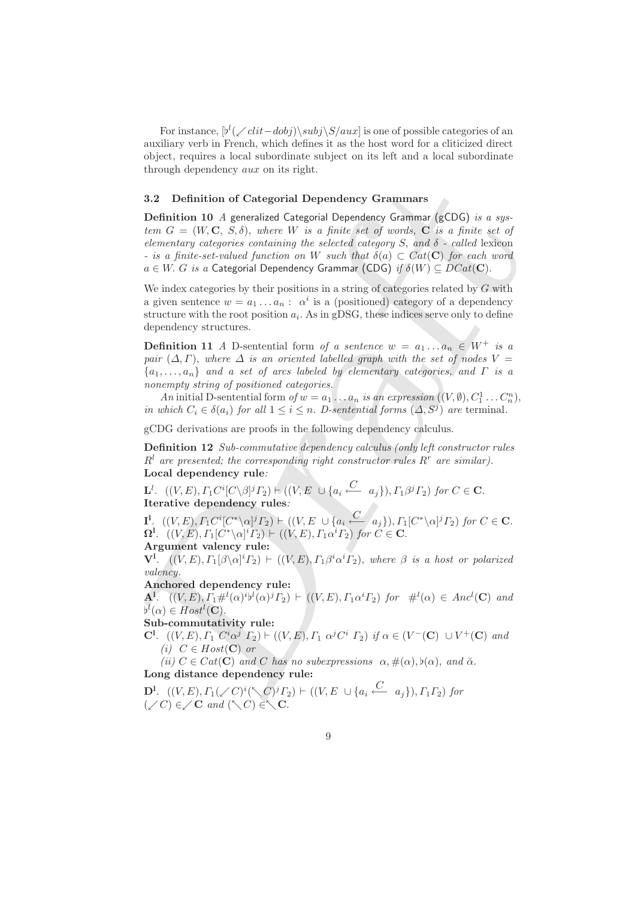For instance, $[\flat^l(\swarrow clit{-}dobj)\backslash subj\backslash S/aux]$ is one of possible categories of an auxiliary verb in French, which defines it as the host word for a cliticized direct object, requires a local subordinate subject on its left and a local subordinate through dependency $aux$ on its right.

### 3.2 Definition of Categorial Dependency Grammars

**Definition 10** *A* generalized Categorial Dependency Grammar (gCDG) *is a system $G = (W, \mathbf{C}, S, \delta)$, where $W$ is a finite set of words, $\mathbf{C}$ is a finite set of elementary categories containing the selected category $S$, and $\delta$ - called* lexicon *- is a finite-set-valued function on $W$ such that $\delta(a) \subset Cat(\mathbf{C})$ for each word $a \in W$. $G$ is a* Categorial Dependency Grammar (CDG) *if $\delta(W) \subseteq DCat(\mathbf{C})$.*

We index categories by their positions in a string of categories related by $G$ with a given sentence $w = a_1 \dots a_n$ : $\alpha^i$ is a (positioned) category of a dependency structure with the root position $a_i$. As in gDSG, these indices serve only to define dependency structures.

**Definition 11** *A* D-sentential form *of a sentence $w = a_1 \dots a_n \in W^+$ is a pair $(\Delta, \Gamma)$, where $\Delta$ is an oriented labelled graph with the set of nodes $V = \{a_1, \dots, a_n\}$ and a set of arcs labeled by elementary categories, and $\Gamma$ is a nonempty string of positioned categories.*

*An* initial D-sentential form *of $w = a_1 \dots a_n$ is an expression $((V, \emptyset), C_1^1 \dots C_n^n)$, in which $C_i \in \delta(a_i)$ for all $1 \le i \le n$. D-sentential forms $(\Delta, S^j)$ are* terminal*.*

gCDG derivations are proofs in the following dependency calculus.

**Definition 12** *Sub-commutative dependency calculus (only left constructor rules $R^l$ are presented; the corresponding right constructor rules $R^r$ are similar).*

**Local dependency rule***:*

$\mathbf{L}^l$. $((V, E), \Gamma_1 C^i [C\backslash\beta]^j \Gamma_2) \vdash ((V, E \cup \{a_i \xleftarrow{C} a_j\}), \Gamma_1 \beta^j \Gamma_2)$ *for* $C \in \mathbf{C}$.

**Iterative dependency rules***:*

$\mathbf{I}^l$. $((V, E), \Gamma_1 C^i [C^*\backslash\alpha]^j \Gamma_2) \vdash ((V, E \cup \{a_i \xleftarrow{C} a_j\}), \Gamma_1 [C^*\backslash\alpha]^j \Gamma_2)$ *for* $C \in \mathbf{C}$.

$\mathbf{\Omega}^l$. $((V, E), \Gamma_1 [C^*\backslash\alpha]^i \Gamma_2) \vdash ((V, E), \Gamma_1 \alpha^i \Gamma_2)$ *for* $C \in \mathbf{C}$.

**Argument valency rule:**

$\mathbf{V}^l$. $((V, E), \Gamma_1 [\beta\backslash\alpha]^i \Gamma_2) \vdash ((V, E), \Gamma_1 \beta^i \alpha^i \Gamma_2)$, *where $\beta$ is a host or polarized valency.*

**Anchored dependency rule:**

$\mathbf{A}^l$. $((V, E), \Gamma_1 \#^l(\alpha)^i \flat^l(\alpha)^j \Gamma_2) \vdash ((V, E), \Gamma_1 \alpha^i \Gamma_2)$ *for* $\#^l(\alpha) \in Anc^l(\mathbf{C})$ *and* $\flat^l(\alpha) \in Host^l(\mathbf{C})$.

**Sub-commutativity rule:**

$\mathbf{C}^l$. $((V, E), \Gamma_1\ C^i \alpha^j\ \Gamma_2) \vdash ((V, E), \Gamma_1\ \alpha^j C^i\ \Gamma_2)$ *if* $\alpha \in (V^-(\mathbf{C}) \cup V^+(\mathbf{C})$ *and*

*(i)* $C \in Host(\mathbf{C})$ *or*

*(ii)* $C \in Cat(\mathbf{C})$ *and $C$ has no subexpressions* $\alpha, \#(\alpha), \flat(\alpha)$, *and* $\breve{\alpha}$.

**Long distance dependency rule:**

$\mathbf{D}^l$. $((V, E), \Gamma_1 (\swarrow C)^i (\nwarrow C)^j \Gamma_2) \vdash ((V, E \cup \{a_i \xleftarrow{C} a_j\}), \Gamma_1 \Gamma_2)$ *for* $(\swarrow C) \in \swarrow\mathbf{C}$ *and* $(\nwarrow C) \in \nwarrow\mathbf{C}$.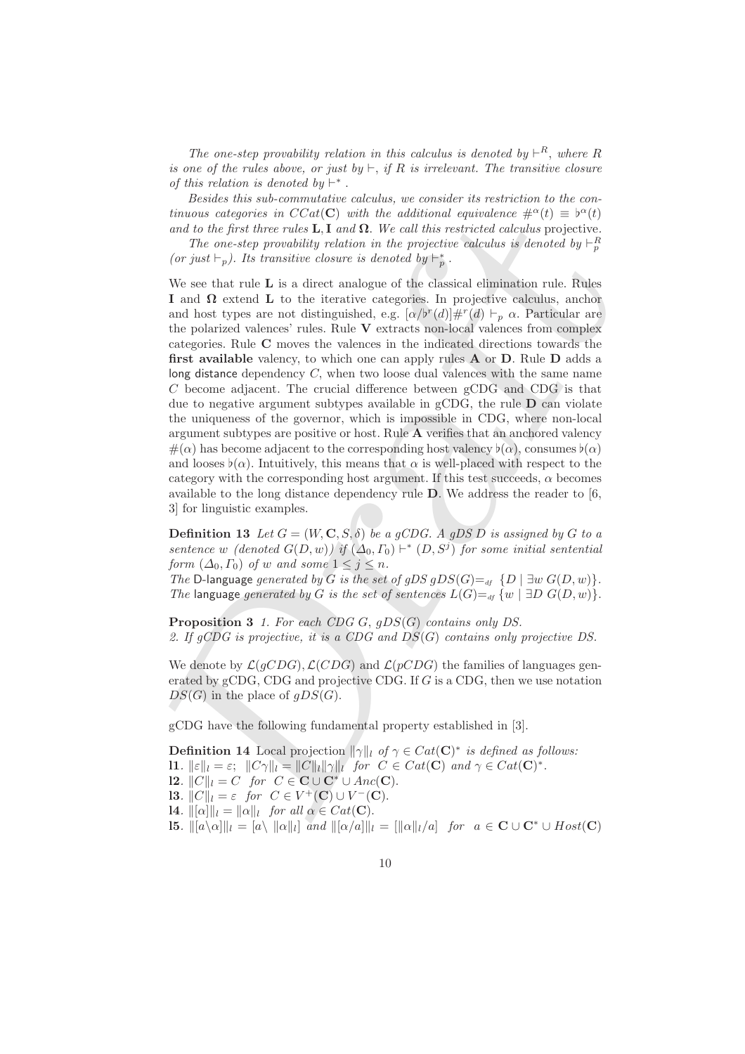*The one-step provability relation in this calculus is denoted by $\vdash^R$, where $R$ is one of the rules above, or just by $\vdash$, if $R$ is irrelevant. The transitive closure of this relation is denoted by $\vdash^*$.*

*Besides this sub-commutative calculus, we consider its restriction to the continuous categories in $CCat(\mathbf{C})$ with the additional equivalence $\#^\alpha(t) \equiv \flat^\alpha(t)$ and to the first three rules* **L**, **I** *and* **Ω**. *We call this restricted calculus* projective.

*The one-step provability relation in the projective calculus is denoted by $\vdash_p^R$ (or just $\vdash_p$). Its transitive closure is denoted by $\vdash_p^*$.*

We see that rule **L** is a direct analogue of the classical elimination rule. Rules **I** and **Ω** extend **L** to the iterative categories. In projective calculus, anchor and host types are not distinguished, e.g. $[\alpha/\flat^r(d)]\#^r(d) \vdash_p \alpha$. Particular are the polarized valences' rules. Rule **V** extracts non-local valences from complex categories. Rule **C** moves the valences in the indicated directions towards the **first available** valency, to which one can apply rules **A** or **D**. Rule **D** adds a long distance dependency $C$, when two loose dual valences with the same name $C$ become adjacent. The crucial difference between gCDG and CDG is that due to negative argument subtypes available in gCDG, the rule **D** can violate the uniqueness of the governor, which is impossible in CDG, where non-local argument subtypes are positive or host. Rule **A** verifies that an anchored valency $\#(\alpha)$ has become adjacent to the corresponding host valency $\flat(\alpha)$, consumes $\flat(\alpha)$ and looses $\flat(\alpha)$. Intuitively, this means that $\alpha$ is well-placed with respect to the category with the corresponding host argument. If this test succeeds, $\alpha$ becomes available to the long distance dependency rule **D**. We address the reader to [6, 3] for linguistic examples.

**Definition 13** *Let $G = (W, \mathbf{C}, S, \delta)$ be a gCDG. A gDS $D$ is assigned by $G$ to a sentence $w$ (denoted $G(D, w)$) if $(\Delta_0, \Gamma_0) \vdash^* (D, S^j)$ for some initial sentential form $(\Delta_0, \Gamma_0)$ of $w$ and some $1 \leq j \leq n$.*
*The* D-language *generated by $G$ is the set of gDS $gDS(G) =_{df} \{D \mid \exists w\ G(D, w)\}$.*
*The* language *generated by $G$ is the set of sentences $L(G) =_{df} \{w \mid \exists D\ G(D, w)\}$.*

**Proposition 3** *1. For each CDG $G$, $gDS(G)$ contains only DS.*
*2. If gCDG is projective, it is a CDG and $DS(G)$ contains only projective DS.*

We denote by $\mathcal{L}(gCDG)$, $\mathcal{L}(CDG)$ and $\mathcal{L}(pCDG)$ the families of languages generated by gCDG, CDG and projective CDG. If $G$ is a CDG, then we use notation $DS(G)$ in the place of $gDS(G)$.

gCDG have the following fundamental property established in [3].

**Definition 14** *Local projection $\|\gamma\|_l$ of $\gamma \in Cat(\mathbf{C})^*$ is defined as follows:*
**l1**. $\|\varepsilon\|_l = \varepsilon$; $\|C\gamma\|_l = \|C\|_l\|\gamma\|_l$ *for* $C \in Cat(\mathbf{C})$ *and* $\gamma \in Cat(\mathbf{C})^*$.
**l2**. $\|C\|_l = C$ *for* $C \in \mathbf{C} \cup \mathbf{C}^* \cup Anc(\mathbf{C})$.
**l3**. $\|C\|_l = \varepsilon$ *for* $C \in V^+(\mathbf{C}) \cup V^-(\mathbf{C})$.
**l4**. $\|[\alpha]\|_l = \|\alpha\|_l$ *for all* $\alpha \in Cat(\mathbf{C})$.
**l5**. $\|[a\backslash\alpha]\|_l = [a\backslash\ \|\alpha\|_l]$ *and* $\|[\alpha/a]\|_l = [\|\alpha\|_l/a]$ *for* $a \in \mathbf{C} \cup \mathbf{C}^* \cup Host(\mathbf{C})$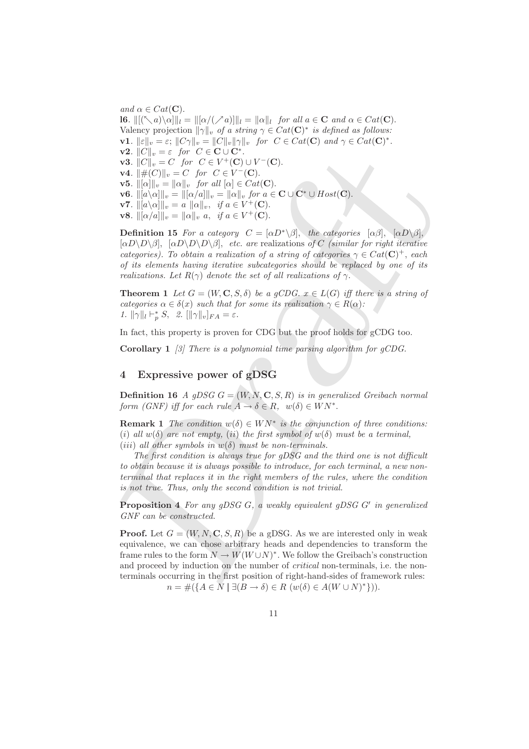and $\alpha \in Cat(\mathbf{C})$.
**l6**. $\|[(\nwarrow a)\backslash\alpha]\|_l = \|[\alpha/(\nearrow a)]\|_l = \|\alpha\|_l$ *for all* $a \in \mathbf{C}$ *and* $\alpha \in Cat(\mathbf{C})$.
Valency projection $\|\gamma\|_v$ *of a string* $\gamma \in Cat(\mathbf{C})^*$ *is defined as follows:*
**v1**. $\|\varepsilon\|_v = \varepsilon$; $\|C\gamma\|_v = \|C\|_v\|\gamma\|_v$ *for* $C \in Cat(\mathbf{C})$ *and* $\gamma \in Cat(\mathbf{C})^*$.
**v2**. $\|C\|_v = \varepsilon$ *for* $C \in \mathbf{C} \cup \mathbf{C}^*$.
**v3**. $\|C\|_v = C$ *for* $C \in V^+(\mathbf{C}) \cup V^-(\mathbf{C})$.
**v4**. $\|\#(C)\|_v = C$ *for* $C \in V^-(\mathbf{C})$.
**v5**. $\|[\alpha]\|_v = \|\alpha\|_v$ *for all* $[\alpha] \in Cat(\mathbf{C})$.
**v6**. $\|[a\backslash\alpha]\|_v = \|[\alpha/a]\|_v = \|\alpha\|_v$ *for* $a \in \mathbf{C} \cup \mathbf{C}^* \cup Host(\mathbf{C})$.
**v7**. $\|[a\backslash\alpha]\|_v = a\ \|\alpha\|_v$, *if* $a \in V^+(\mathbf{C})$.
**v8**. $\|[\alpha/a]\|_v = \|\alpha\|_v\ a$, *if* $a \in V^+(\mathbf{C})$.

**Definition 15** *For a category* $C = [\alpha D^*\backslash\beta]$, *the categories* $[\alpha\beta]$, $[\alpha D\backslash\beta]$, $[\alpha D\backslash D\backslash\beta]$, $[\alpha D\backslash D\backslash D\backslash\beta]$, *etc. are* realizations *of* $C$ *(similar for right iterative categories). To obtain a realization of a string of categories* $\gamma \in Cat(\mathbf{C})^+$, *each of its elements having iterative subcategories should be replaced by one of its realizations. Let* $R(\gamma)$ *denote the set of all realizations of* $\gamma$.

**Theorem 1** *Let* $G = (W, \mathbf{C}, S, \delta)$ *be a gCDG.* $x \in L(G)$ *iff there is a string of categories* $\alpha \in \delta(x)$ *such that for some its realization* $\gamma \in R(\alpha)$:
*1.* $\|\gamma\|_l \vdash_p^* S$, *2.* $[\|\gamma\|_v]_{FA} = \varepsilon$.

In fact, this property is proven for CDG but the proof holds for gCDG too.

**Corollary 1** *[3] There is a polynomial time parsing algorithm for gCDG.*

## 4 Expressive power of gDSG

**Definition 16** *A gDSG* $G = (W, N, \mathbf{C}, S, R)$ *is in generalized Greibach normal form (GNF) iff for each rule* $A \to \delta \in R$, $w(\delta) \in WN^*$.

**Remark 1** *The condition* $w(\delta) \in WN^*$ *is the conjunction of three conditions:* $(i)$ *all* $w(\delta)$ *are not empty,* $(ii)$ *the first symbol of* $w(\delta)$ *must be a terminal,* $(iii)$ *all other symbols in* $w(\delta)$ *must be non-terminals.*

*The first condition is always true for gDSG and the third one is not difficult to obtain because it is always possible to introduce, for each terminal, a new non-terminal that replaces it in the right members of the rules, where the condition is not true. Thus, only the second condition is not trivial.*

**Proposition 4** *For any gDSG* $G$, *a weakly equivalent gDSG* $G'$ *in generalized GNF can be constructed.*

**Proof.** Let $G = (W, N, \mathbf{C}, S, R)$ be a gDSG. As we are interested only in weak equivalence, we can chose arbitrary heads and dependencies to transform the frame rules to the form $N \to W(W \cup N)^*$. We follow the Greibach's construction and proceed by induction on the number of *critical* non-terminals, i.e. the non-terminals occurring in the first position of right-hand-sides of framework rules:

$$n = \#(\{A \in N \mid \exists(B \to \delta) \in R\ (w(\delta) \in A(W \cup N)^*\}).$$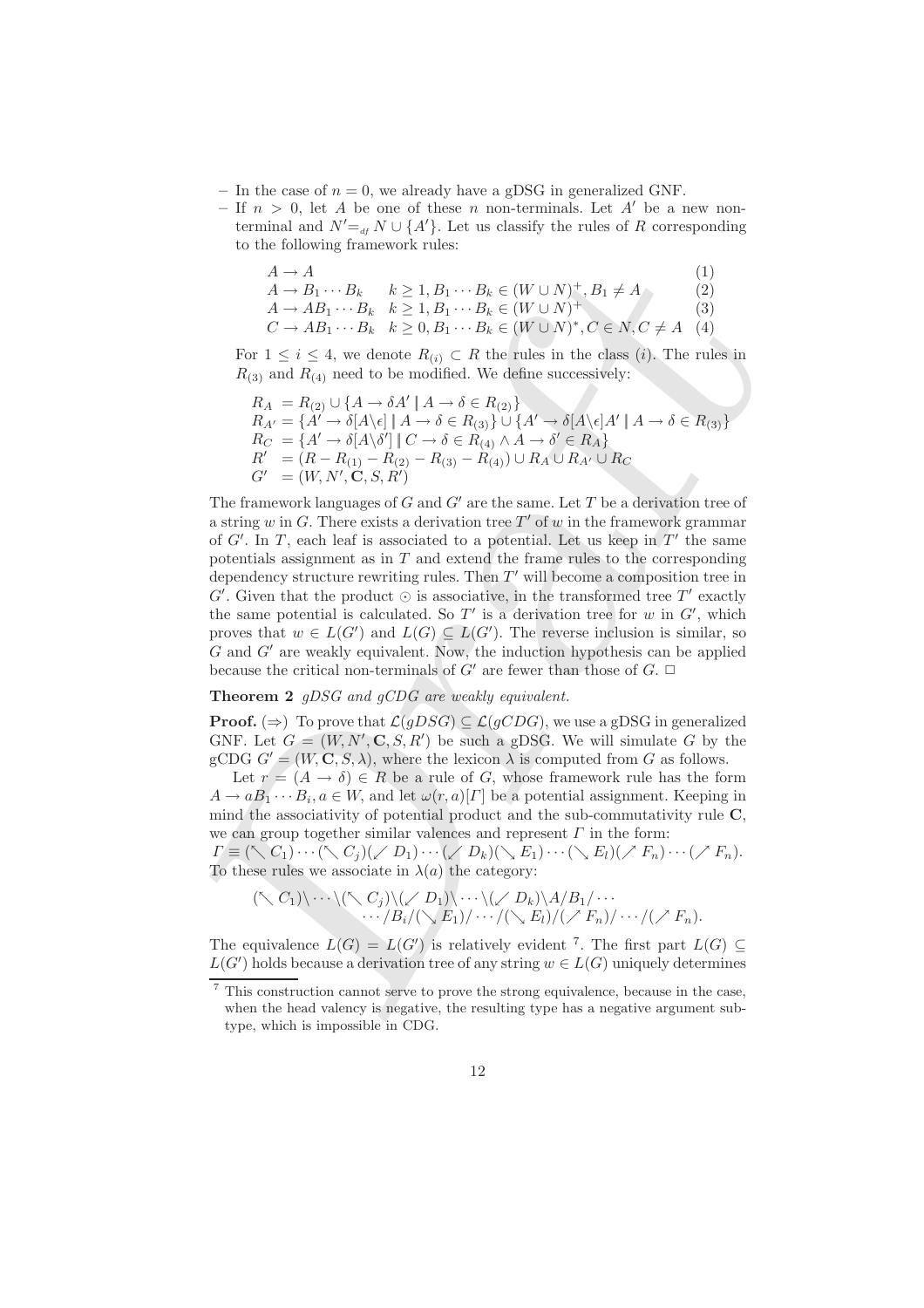- In the case of $n = 0$, we already have a gDSG in generalized GNF.
- If $n > 0$, let $A$ be one of these $n$ non-terminals. Let $A'$ be a new non-terminal and $N' =_{df} N \cup \{A'\}$. Let us classify the rules of $R$ corresponding to the following framework rules:

$$
\begin{array}{lll}
A \to A & & (1)\\
A \to B_1 \cdots B_k & k \geq 1, B_1 \cdots B_k \in (W \cup N)^+, B_1 \neq A & (2)\\
A \to AB_1 \cdots B_k & k \geq 1, B_1 \cdots B_k \in (W \cup N)^+ & (3)\\
C \to AB_1 \cdots B_k & k \geq 0, B_1 \cdots B_k \in (W \cup N)^*, C \in N, C \neq A & (4)
\end{array}
$$

For $1 \leq i \leq 4$, we denote $R_{(i)} \subset R$ the rules in the class $(i)$. The rules in $R_{(3)}$ and $R_{(4)}$ need to be modified. We define successively:

$$
\begin{array}{ll}
R_A & = R_{(2)} \cup \{A \to \delta A' \parallel A \to \delta \in R_{(2)}\}\\
R_{A'} & = \{A' \to \delta[A\backslash\epsilon] \parallel A \to \delta \in R_{(3)}\} \cup \{A' \to \delta[A\backslash\epsilon]A' \parallel A \to \delta \in R_{(3)}\}\\
R_C & = \{A' \to \delta[A\backslash\delta'] \parallel C \to \delta \in R_{(4)} \wedge A \to \delta' \in R_A\}\\
R' & = (R - R_{(1)} - R_{(2)} - R_{(3)} - R_{(4)}) \cup R_A \cup R_{A'} \cup R_C\\
G' & = (W, N', \mathbf{C}, S, R')
\end{array}
$$

The framework languages of $G$ and $G'$ are the same. Let $T$ be a derivation tree of a string $w$ in $G$. There exists a derivation tree $T'$ of $w$ in the framework grammar of $G'$. In $T$, each leaf is associated to a potential. Let us keep in $T'$ the same potentials assignment as in $T$ and extend the frame rules to the corresponding dependency structure rewriting rules. Then $T'$ will become a composition tree in $G'$. Given that the product $\odot$ is associative, in the transformed tree $T'$ exactly the same potential is calculated. So $T'$ is a derivation tree for $w$ in $G'$, which proves that $w \in L(G')$ and $L(G) \subseteq L(G')$. The reverse inclusion is similar, so $G$ and $G'$ are weakly equivalent. Now, the induction hypothesis can be applied because the critical non-terminals of $G'$ are fewer than those of $G$. □

**Theorem 2** *gDSG and gCDG are weakly equivalent.*

**Proof.** ($\Rightarrow$) To prove that $\mathcal{L}(gDSG) \subseteq \mathcal{L}(gCDG)$, we use a gDSG in generalized GNF. Let $G = (W, N', \mathbf{C}, S, R')$ be such a gDSG. We will simulate $G$ by the gCDG $G' = (W, \mathbf{C}, S, \lambda)$, where the lexicon $\lambda$ is computed from $G$ as follows.

Let $r = (A \to \delta) \in R$ be a rule of $G$, whose framework rule has the form $A \to aB_1 \cdots B_i, a \in W$, and let $\omega(r, a)[\Gamma]$ be a potential assignment. Keeping in mind the associativity of potential product and the sub-commutativity rule $\mathbf{C}$, we can group together similar valences and represent $\Gamma$ in the form:
$\Gamma \equiv (\nwarrow C_1) \cdots (\nwarrow C_j)(\swarrow D_1) \cdots (\swarrow D_k)(\searrow E_1) \cdots (\searrow E_l)(\nearrow F_n) \cdots (\nearrow F_n)$.
To these rules we associate in $\lambda(a)$ the category:

$$
\begin{array}{l}
(\nwarrow C_1)\backslash \cdots \backslash(\nwarrow C_j)\backslash(\swarrow D_1)\backslash \cdots \backslash(\swarrow D_k)\backslash A/B_1/ \cdots\\
\qquad \cdots /B_i/(\searrow E_1)/ \cdots /(\searrow E_l)/(\nearrow F_n)/ \cdots /(\nearrow F_n).
\end{array}
$$

The equivalence $L(G) = L(G')$ is relatively evident [7]. The first part $L(G) \subseteq L(G')$ holds because a derivation tree of any string $w \in L(G)$ uniquely determines

[7] This construction cannot serve to prove the strong equivalence, because in the case, when the head valency is negative, the resulting type has a negative argument subtype, which is impossible in CDG.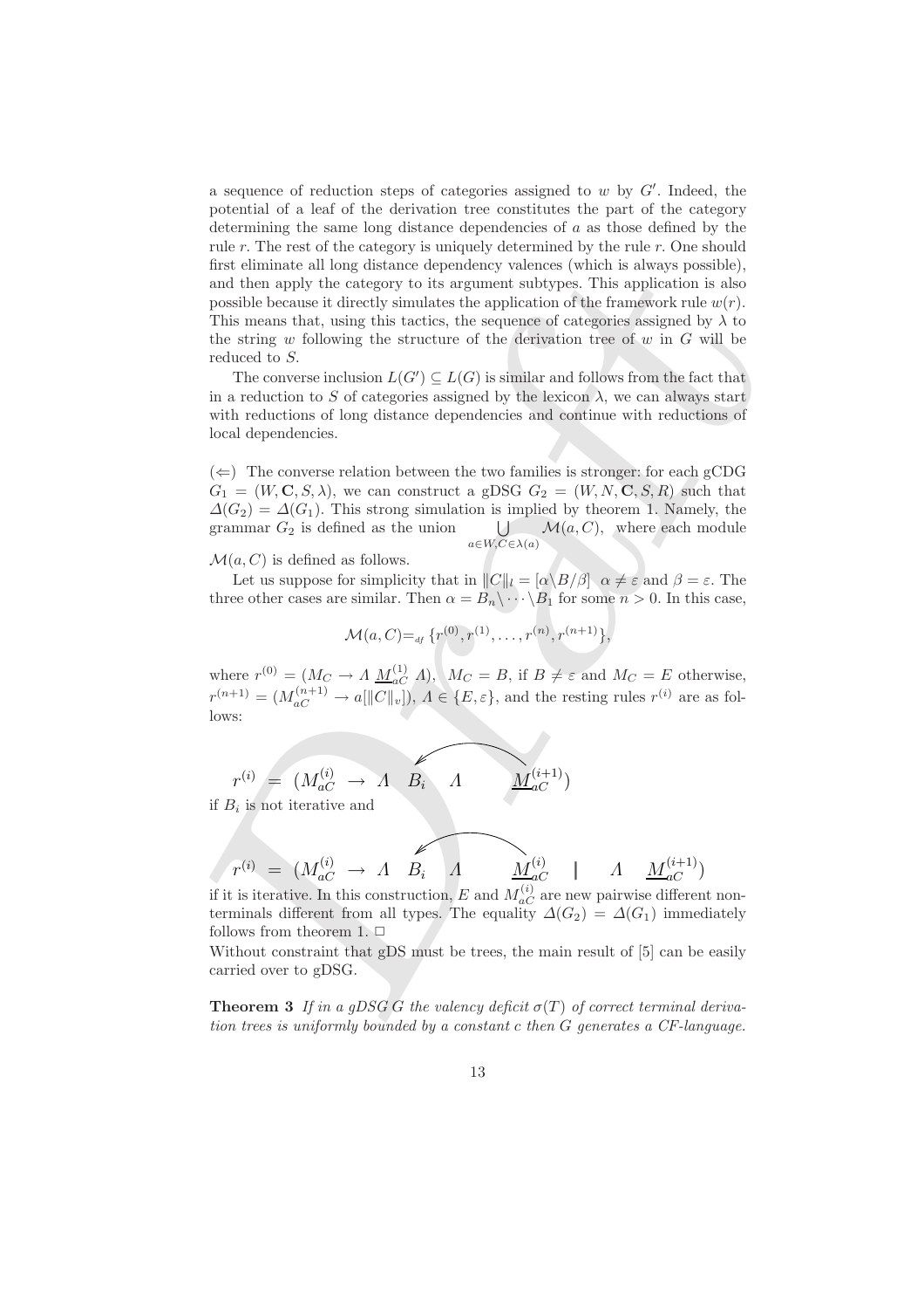a sequence of reduction steps of categories assigned to $w$ by $G'$. Indeed, the potential of a leaf of the derivation tree constitutes the part of the category determining the same long distance dependencies of $a$ as those defined by the rule $r$. The rest of the category is uniquely determined by the rule $r$. One should first eliminate all long distance dependency valences (which is always possible), and then apply the category to its argument subtypes. This application is also possible because it directly simulates the application of the framework rule $w(r)$. This means that, using this tactics, the sequence of categories assigned by $\lambda$ to the string $w$ following the structure of the derivation tree of $w$ in $G$ will be reduced to $S$.

The converse inclusion $L(G') \subseteq L(G)$ is similar and follows from the fact that in a reduction to $S$ of categories assigned by the lexicon $\lambda$, we can always start with reductions of long distance dependencies and continue with reductions of local dependencies.

($\Leftarrow$) The converse relation between the two families is stronger: for each gCDG $G_1 = (W, \mathbf{C}, S, \lambda)$, we can construct a gDSG $G_2 = (W, N, \mathbf{C}, S, R)$ such that $\Delta(G_2) = \Delta(G_1)$. This strong simulation is implied by theorem 1. Namely, the grammar $G_2$ is defined as the union $\bigcup\limits_{a \in W, C \in \lambda(a)} \mathcal{M}(a, C)$, where each module $\mathcal{M}(a, C)$ is defined as follows.

Let us suppose for simplicity that in $\|C\|_l = [\alpha \backslash B / \beta]$ $\alpha \neq \varepsilon$ and $\beta = \varepsilon$. The three other cases are similar. Then $\alpha = B_n \backslash \cdots \backslash B_1$ for some $n > 0$. In this case,

$$\mathcal{M}(a, C) =_{df} \{r^{(0)}, r^{(1)}, \ldots, r^{(n)}, r^{(n+1)}\},$$

where $r^{(0)} = (M_C \rightarrow \Lambda \ \underline{M}_{aC}^{(1)} \ \Lambda)$, $M_C = B$, if $B \neq \varepsilon$ and $M_C = E$ otherwise, $r^{(n+1)} = (M_{aC}^{(n+1)} \rightarrow a[\|C\|_v])$, $\Lambda \in \{E, \varepsilon\}$, and the resting rules $r^{(i)}$ are as follows:

$$r^{(i)} = (M_{aC}^{(i)} \rightarrow \Lambda \quad B_i \quad \Lambda \qquad \underline{M}_{aC}^{(i+1)})$$

if $B_i$ is not iterative and

$$r^{(i)} = (M_{aC}^{(i)} \rightarrow \Lambda \quad B_i \quad \Lambda \qquad \underline{M}_{aC}^{(i)} \quad | \quad \Lambda \quad \underline{M}_{aC}^{(i+1)})$$

if it is iterative. In this construction, $E$ and $M_{aC}^{(i)}$ are new pairwise different nonterminals different from all types. The equality $\Delta(G_2) = \Delta(G_1)$ immediately follows from theorem 1. $\square$

Without constraint that gDS must be trees, the main result of [5] can be easily carried over to gDSG.

**Theorem 3** *If in a gDSG $G$ the valency deficit $\sigma(T)$ of correct terminal derivation trees is uniformly bounded by a constant $c$ then $G$ generates a CF-language.*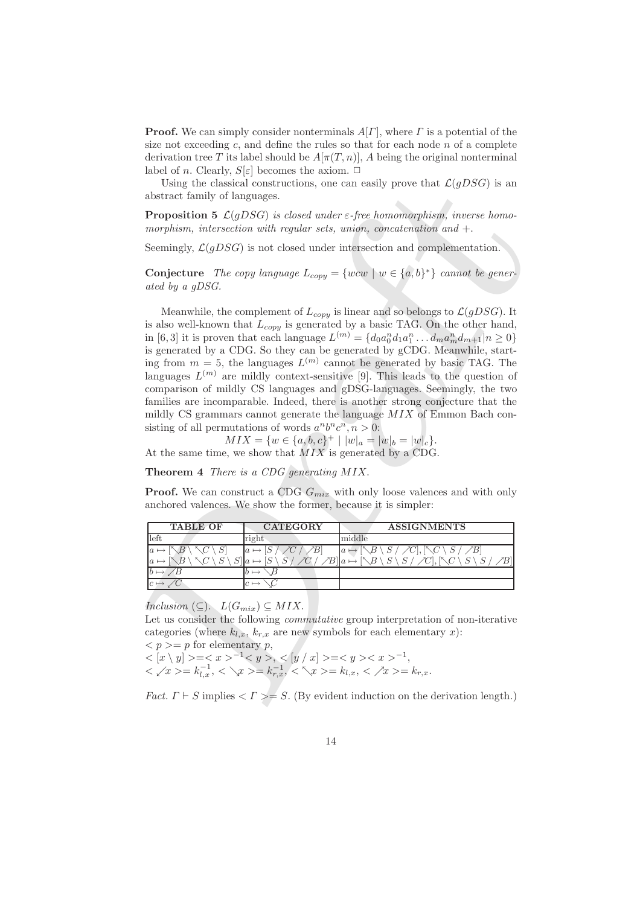**Proof.** We can simply consider nonterminals $A[\Gamma]$, where $\Gamma$ is a potential of the size not exceeding $c$, and define the rules so that for each node $n$ of a complete derivation tree $T$ its label should be $A[\pi(T,n)]$, $A$ being the original nonterminal label of $n$. Clearly, $S[\varepsilon]$ becomes the axiom. □

Using the classical constructions, one can easily prove that $\mathcal{L}(gDSG)$ is an abstract family of languages.

**Proposition 5** *$\mathcal{L}(gDSG)$ is closed under $\varepsilon$-free homomorphism, inverse homomorphism, intersection with regular sets, union, concatenation and $+$.*

Seemingly, $\mathcal{L}(gDSG)$ is not closed under intersection and complementation.

**Conjecture** *The copy language $L_{copy} = \{wcw \mid w \in \{a,b\}^*\}$ cannot be generated by a gDSG.*

Meanwhile, the complement of $L_{copy}$ is linear and so belongs to $\mathcal{L}(gDSG)$. It is also well-known that $L_{copy}$ is generated by a basic TAG. On the other hand, in [6, 3] it is proven that each language $L^{(m)} = \{d_0a_0^n d_1 a_1^n \ldots d_m a_m^n d_{m+1} | n \geq 0\}$ is generated by a CDG. So they can be generated by gCDG. Meanwhile, starting from $m = 5$, the languages $L^{(m)}$ cannot be generated by basic TAG. The languages $L^{(m)}$ are mildly context-sensitive [9]. This leads to the question of comparison of mildly CS languages and gDSG-languages. Seemingly, the two families are incomparable. Indeed, there is another strong conjecture that the mildly CS grammars cannot generate the language $MIX$ of Emmon Bach consisting of all permutations of words $a^nb^nc^n, n > 0$:

$$MIX = \{w \in \{a,b,c\}^+ \mid |w|_a = |w|_b = |w|_c\}.$$

At the same time, we show that $MIX$ is generated by a CDG.

**Theorem 4** *There is a CDG generating $MIX$.*

**Proof.** We can construct a CDG $G_{mix}$ with only loose valences and with only anchored valences. We show the former, because it is simpler:

| TABLE OF | CATEGORY | ASSIGNMENTS |
|---|---|---|
| left | right | middle |
| $a \mapsto [\nwarrow B \setminus \nwarrow C \setminus S]$ | $a \mapsto [S \,/\, \nearrow C \,/\, \nearrow B]$ | $a \mapsto [\nwarrow B \setminus S \,/\, \nearrow C], [\nwarrow C \setminus S \,/\, \nearrow B]$ |
| $a \mapsto [\nwarrow B \setminus \nwarrow C \setminus S \setminus S]$ | $a \mapsto [S \setminus S \,/\, \nearrow C \,/\, \nearrow B]$ | $a \mapsto [\nwarrow B \setminus S \setminus S \,/\, \nearrow C], [\nwarrow C \setminus S \setminus S \,/\, \nearrow B]$ |
| $b \mapsto \swarrow B$ | $b \mapsto \searrow B$ | |
| $c \mapsto \swarrow C$ | $c \mapsto \searrow C$ | |

*Inclusion* ($\subseteq$). $L(G_{mix}) \subseteq MIX$.

Let us consider the following *commutative* group interpretation of non-iterative categories (where $k_{l,x}$, $k_{r,x}$ are new symbols for each elementary $x$):

$< p >= p$ for elementary $p$,

$< [x \setminus y] >=< x >^{-1}< y >$, $< [y \,/\, x] >=< y >< x >^{-1}$,

$< \swarrow x >= k_{l,x}^{-1}$, $< \searrow x >= k_{r,x}^{-1}$, $< \nwarrow x >= k_{l,x}$, $< \nearrow x >= k_{r,x}$.

*Fact.* $\Gamma \vdash S$ implies $< \Gamma >= S$. (By evident induction on the derivation length.)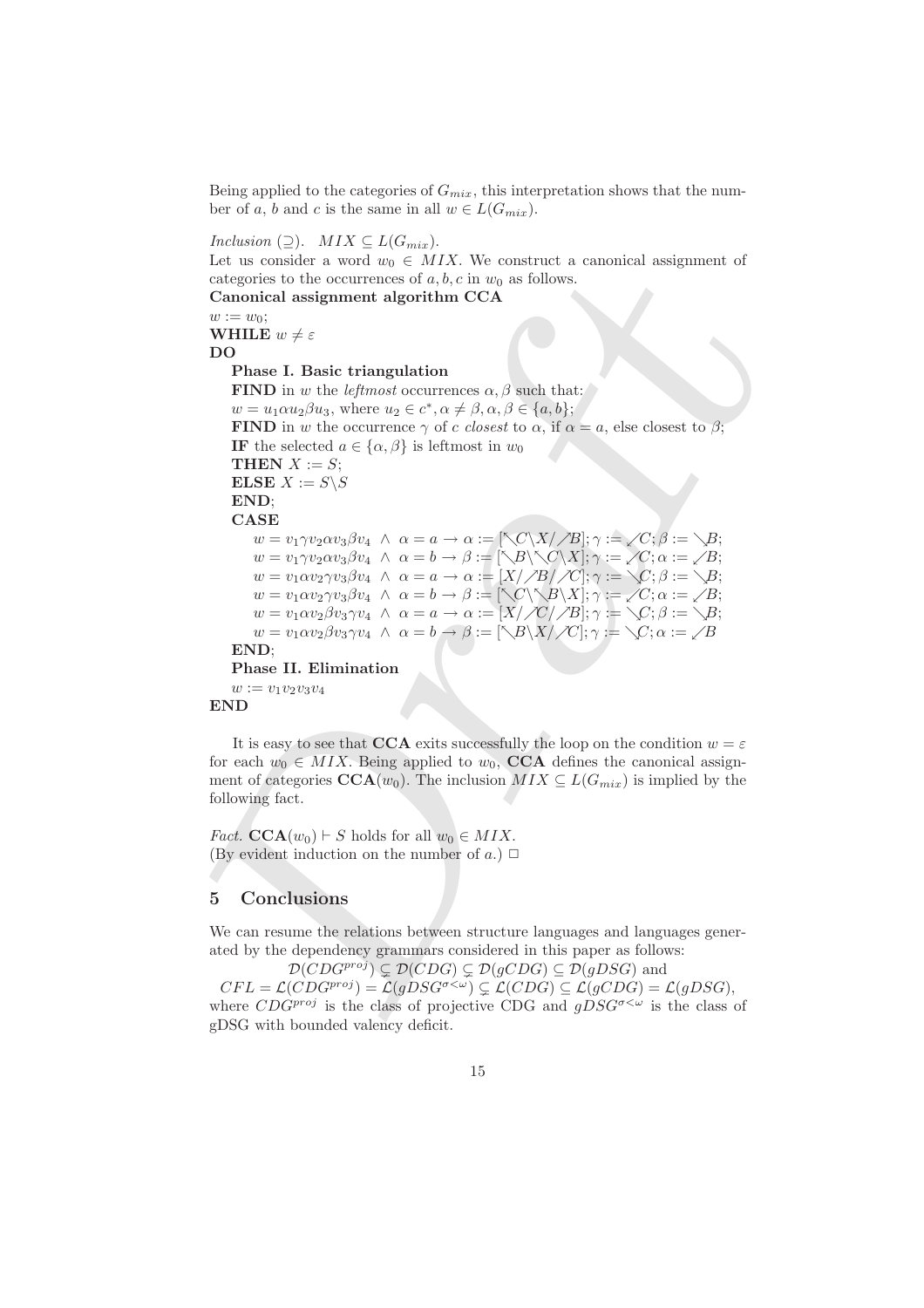Being applied to the categories of $G_{mix}$, this interpretation shows that the number of $a$, $b$ and $c$ is the same in all $w \in L(G_{mix})$.

*Inclusion* ($\supseteq$). $MIX \subseteq L(G_{mix})$.
Let us consider a word $w_0 \in MIX$. We construct a canonical assignment of categories to the occurrences of $a, b, c$ in $w_0$ as follows.

**Canonical assignment algorithm CCA**

$w := w_0$;
**WHILE** $w \neq \varepsilon$
**DO**

**Phase I. Basic triangulation**

**FIND** in $w$ the *leftmost* occurrences $\alpha, \beta$ such that:
$w = u_1 \alpha u_2 \beta u_3$, where $u_2 \in c^*, \alpha \neq \beta, \alpha, \beta \in \{a, b\}$;
**FIND** in $w$ the occurrence $\gamma$ of $c$ *closest* to $\alpha$, if $\alpha = a$, else closest to $\beta$;
**IF** the selected $a \in \{\alpha, \beta\}$ is leftmost in $w_0$
**THEN** $X := S$;
**ELSE** $X := S \backslash S$
**END**;
**CASE**

$w = v_1 \gamma v_2 \alpha v_3 \beta v_4 \ \wedge \ \alpha = a \rightarrow \alpha := [\nwarrow C \backslash X / \nearrow B]; \gamma := \swarrow C; \beta := \searrow B$;
$w = v_1 \gamma v_2 \alpha v_3 \beta v_4 \ \wedge \ \alpha = b \rightarrow \beta := [\nwarrow B \backslash \nwarrow C \backslash X]; \gamma := \swarrow C; \alpha := \swarrow B$;
$w = v_1 \alpha v_2 \gamma v_3 \beta v_4 \ \wedge \ \alpha = a \rightarrow \alpha := [X / \nearrow B / \nearrow C]; \gamma := \searrow C; \beta := \searrow B$;
$w = v_1 \alpha v_2 \gamma v_3 \beta v_4 \ \wedge \ \alpha = b \rightarrow \beta := [\nwarrow C \backslash \nwarrow B \backslash X]; \gamma := \swarrow C; \alpha := \swarrow B$;
$w = v_1 \alpha v_2 \beta v_3 \gamma v_4 \ \wedge \ \alpha = a \rightarrow \alpha := [X / \nearrow C / \nearrow B]; \gamma := \searrow C; \beta := \searrow B$;
$w = v_1 \alpha v_2 \beta v_3 \gamma v_4 \ \wedge \ \alpha = b \rightarrow \beta := [\nwarrow B \backslash X / \nearrow C]; \gamma := \searrow C; \alpha := \swarrow B$

**END**;

**Phase II. Elimination**

$w := v_1 v_2 v_3 v_4$

**END**

It is easy to see that **CCA** exits successfully the loop on the condition $w = \varepsilon$ for each $w_0 \in MIX$. Being applied to $w_0$, **CCA** defines the canonical assignment of categories $\mathbf{CCA}(w_0)$. The inclusion $MIX \subseteq L(G_{mix})$ is implied by the following fact.

*Fact.* $\mathbf{CCA}(w_0) \vdash S$ holds for all $w_0 \in MIX$.
(By evident induction on the number of $a$.) $\square$

## 5 Conclusions

We can resume the relations between structure languages and languages generated by the dependency grammars considered in this paper as follows:

$$\mathcal{D}(CDG^{proj}) \subsetneq \mathcal{D}(CDG) \subsetneq \mathcal{D}(gCDG) \subseteq \mathcal{D}(gDSG) \text{ and}$$
$$CFL = \mathcal{L}(CDG^{proj}) = \mathcal{L}(gDSG^{\sigma<\omega}) \subsetneq \mathcal{L}(CDG) \subseteq \mathcal{L}(gCDG) = \mathcal{L}(gDSG),$$

where $CDG^{proj}$ is the class of projective CDG and $gDSG^{\sigma<\omega}$ is the class of gDSG with bounded valency deficit.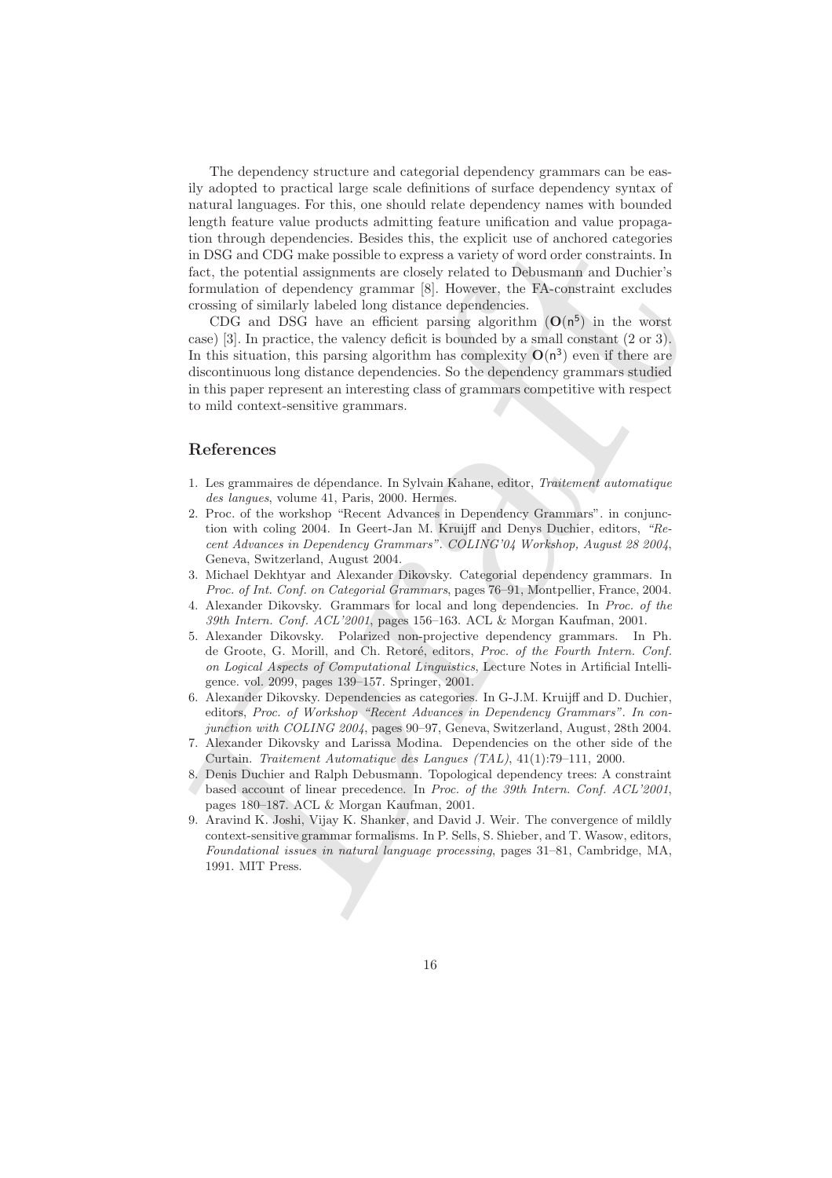The dependency structure and categorial dependency grammars can be easily adopted to practical large scale definitions of surface dependency syntax of natural languages. For this, one should relate dependency names with bounded length feature value products admitting feature unification and value propagation through dependencies. Besides this, the explicit use of anchored categories in DSG and CDG make possible to express a variety of word order constraints. In fact, the potential assignments are closely related to Debusmann and Duchier's formulation of dependency grammar [8]. However, the FA-constraint excludes crossing of similarly labeled long distance dependencies.

CDG and DSG have an efficient parsing algorithm ($\mathbf{O}(\mathsf{n}^5)$ in the worst case) [3]. In practice, the valency deficit is bounded by a small constant (2 or 3). In this situation, this parsing algorithm has complexity $\mathbf{O}(\mathsf{n}^3)$ even if there are discontinuous long distance dependencies. So the dependency grammars studied in this paper represent an interesting class of grammars competitive with respect to mild context-sensitive grammars.

## References

1. Les grammaires de dépendance. In Sylvain Kahane, editor, *Traitement automatique des langues*, volume 41, Paris, 2000. Hermes.
2. Proc. of the workshop "Recent Advances in Dependency Grammars". in conjunction with coling 2004. In Geert-Jan M. Kruijff and Denys Duchier, editors, *"Recent Advances in Dependency Grammars". COLING'04 Workshop, August 28 2004*, Geneva, Switzerland, August 2004.
3. Michael Dekhtyar and Alexander Dikovsky. Categorial dependency grammars. In *Proc. of Int. Conf. on Categorial Grammars*, pages 76–91, Montpellier, France, 2004.
4. Alexander Dikovsky. Grammars for local and long dependencies. In *Proc. of the 39th Intern. Conf. ACL'2001*, pages 156–163. ACL & Morgan Kaufman, 2001.
5. Alexander Dikovsky. Polarized non-projective dependency grammars. In Ph. de Groote, G. Morill, and Ch. Retoré, editors, *Proc. of the Fourth Intern. Conf. on Logical Aspects of Computational Linguistics*, Lecture Notes in Artificial Intelligence. vol. 2099, pages 139–157. Springer, 2001.
6. Alexander Dikovsky. Dependencies as categories. In G-J.M. Kruijff and D. Duchier, editors, *Proc. of Workshop "Recent Advances in Dependency Grammars". In conjunction with COLING 2004*, pages 90–97, Geneva, Switzerland, August, 28th 2004.
7. Alexander Dikovsky and Larissa Modina. Dependencies on the other side of the Curtain. *Traitement Automatique des Langues (TAL)*, 41(1):79–111, 2000.
8. Denis Duchier and Ralph Debusmann. Topological dependency trees: A constraint based account of linear precedence. In *Proc. of the 39th Intern. Conf. ACL'2001*, pages 180–187. ACL & Morgan Kaufman, 2001.
9. Aravind K. Joshi, Vijay K. Shanker, and David J. Weir. The convergence of mildly context-sensitive grammar formalisms. In P. Sells, S. Shieber, and T. Wasow, editors, *Foundational issues in natural language processing*, pages 31–81, Cambridge, MA, 1991. MIT Press.